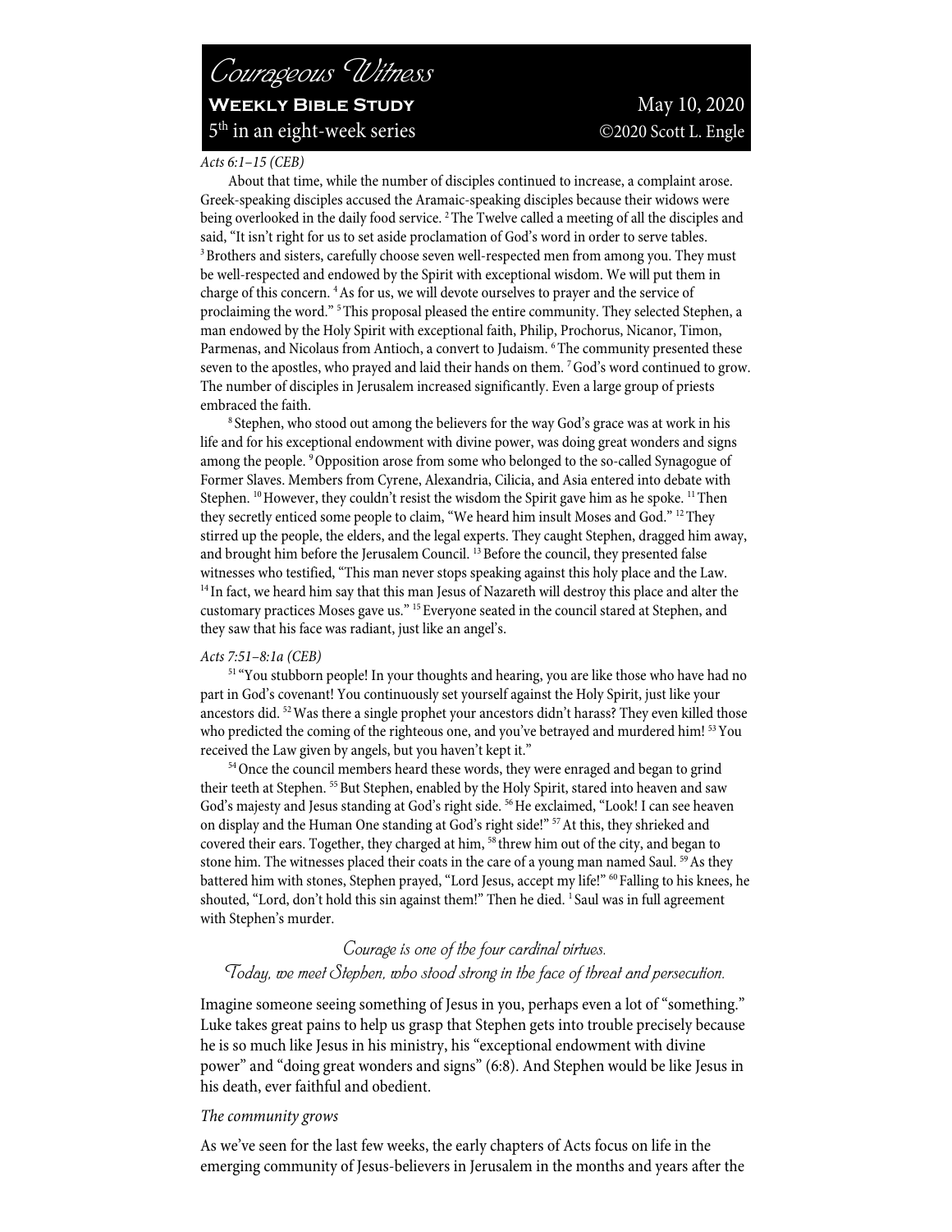# Courageous Witness

**Weekly Bible Study** May 10, 2020

5th in an eight-week series ©2020 Scott L. Engle

*Acts 6:1–15 (CEB)*

About that time, while the number of disciples continued to increase, a complaint arose. Greek-speaking disciples accused the Aramaic-speaking disciples because their widows were being overlooked in the daily food service. [2] The Twelve called a meeting of all the disciples and said, "It isn't right for us to set aside proclamation of God's word in order to serve tables. [3] Brothers and sisters, carefully choose seven well-respected men from among you. They must be well-respected and endowed by the Spirit with exceptional wisdom. We will put them in charge of this concern. [4] As for us, we will devote ourselves to prayer and the service of proclaiming the word." [5] This proposal pleased the entire community. They selected Stephen, a man endowed by the Holy Spirit with exceptional faith, Philip, Prochorus, Nicanor, Timon, Parmenas, and Nicolaus from Antioch, a convert to Judaism. [6] The community presented these seven to the apostles, who prayed and laid their hands on them. [7] God's word continued to grow. The number of disciples in Jerusalem increased significantly. Even a large group of priests embraced the faith.

[8] Stephen, who stood out among the believers for the way God's grace was at work in his life and for his exceptional endowment with divine power, was doing great wonders and signs among the people. [9] Opposition arose from some who belonged to the so-called Synagogue of Former Slaves. Members from Cyrene, Alexandria, Cilicia, and Asia entered into debate with Stephen. [10] However, they couldn't resist the wisdom the Spirit gave him as he spoke. [11] Then they secretly enticed some people to claim, "We heard him insult Moses and God." [12] They stirred up the people, the elders, and the legal experts. They caught Stephen, dragged him away, and brought him before the Jerusalem Council. [13] Before the council, they presented false witnesses who testified, "This man never stops speaking against this holy place and the Law. [14] In fact, we heard him say that this man Jesus of Nazareth will destroy this place and alter the customary practices Moses gave us." [15] Everyone seated in the council stared at Stephen, and they saw that his face was radiant, just like an angel's.

*Acts 7:51–8:1a (CEB)*

[51] "You stubborn people! In your thoughts and hearing, you are like those who have had no part in God's covenant! You continuously set yourself against the Holy Spirit, just like your ancestors did. [52] Was there a single prophet your ancestors didn't harass? They even killed those who predicted the coming of the righteous one, and you've betrayed and murdered him! [53] You received the Law given by angels, but you haven't kept it."

[54] Once the council members heard these words, they were enraged and began to grind their teeth at Stephen. [55] But Stephen, enabled by the Holy Spirit, stared into heaven and saw God's majesty and Jesus standing at God's right side. [56] He exclaimed, "Look! I can see heaven on display and the Human One standing at God's right side!" [57] At this, they shrieked and covered their ears. Together, they charged at him, [58] threw him out of the city, and began to stone him. The witnesses placed their coats in the care of a young man named Saul. [59] As they battered him with stones, Stephen prayed, "Lord Jesus, accept my life!" [60] Falling to his knees, he shouted, "Lord, don't hold this sin against them!" Then he died. [1] Saul was in full agreement with Stephen's murder.

*Courage is one of the four cardinal virtues.*
*Today, we meet Stephen, who stood strong in the face of threat and persecution.*

Imagine someone seeing something of Jesus in you, perhaps even a lot of "something." Luke takes great pains to help us grasp that Stephen gets into trouble precisely because he is so much like Jesus in his ministry, his "exceptional endowment with divine power" and "doing great wonders and signs" (6:8). And Stephen would be like Jesus in his death, ever faithful and obedient.

### *The community grows*

As we've seen for the last few weeks, the early chapters of Acts focus on life in the emerging community of Jesus-believers in Jerusalem in the months and years after the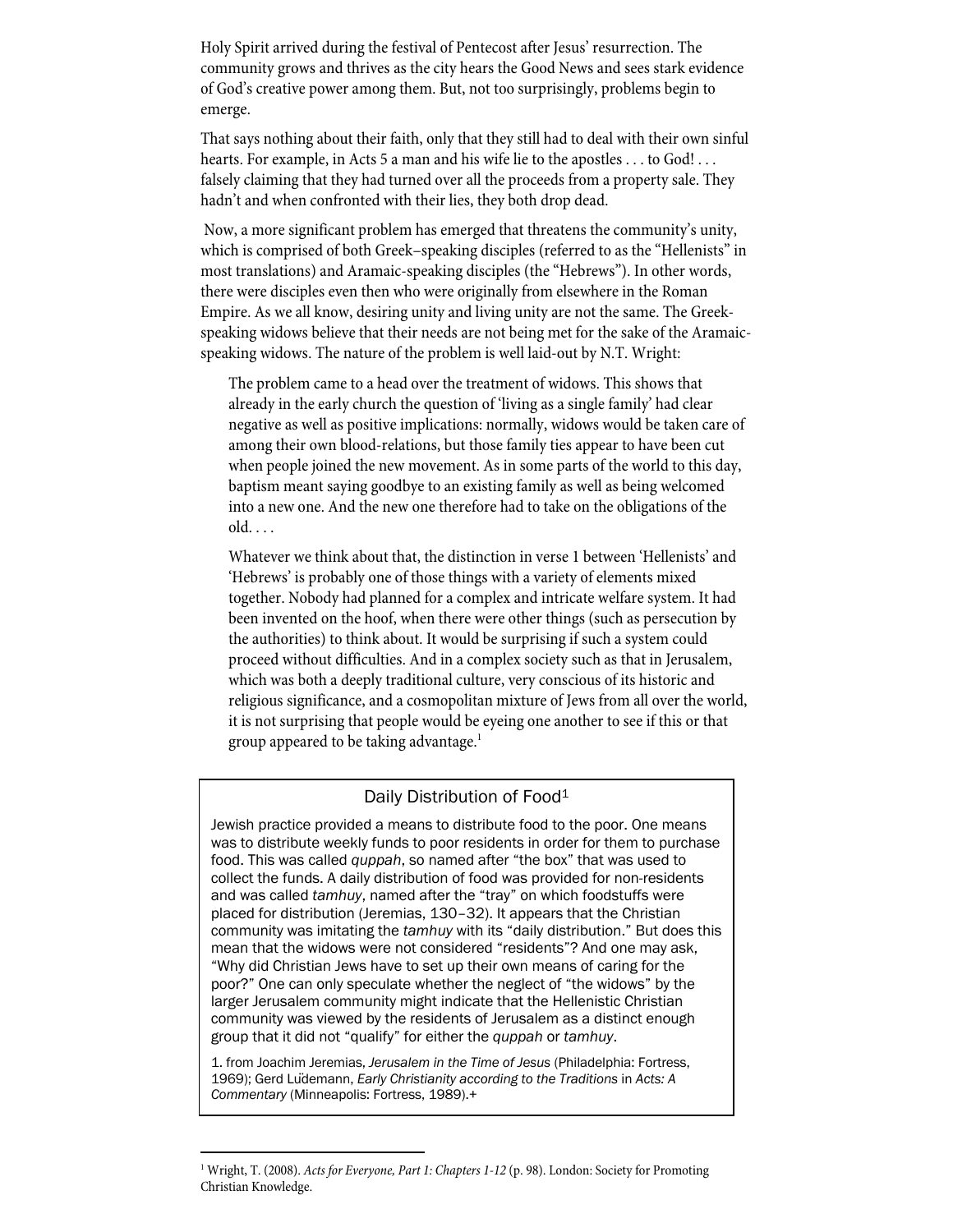Holy Spirit arrived during the festival of Pentecost after Jesus' resurrection. The community grows and thrives as the city hears the Good News and sees stark evidence of God's creative power among them. But, not too surprisingly, problems begin to emerge.

That says nothing about their faith, only that they still had to deal with their own sinful hearts. For example, in Acts 5 a man and his wife lie to the apostles . . . to God! . . . falsely claiming that they had turned over all the proceeds from a property sale. They hadn't and when confronted with their lies, they both drop dead.

Now, a more significant problem has emerged that threatens the community's unity, which is comprised of both Greek–speaking disciples (referred to as the "Hellenists" in most translations) and Aramaic-speaking disciples (the "Hebrews"). In other words, there were disciples even then who were originally from elsewhere in the Roman Empire. As we all know, desiring unity and living unity are not the same. The Greek-speaking widows believe that their needs are not being met for the sake of the Aramaic-speaking widows. The nature of the problem is well laid-out by N.T. Wright:

> The problem came to a head over the treatment of widows. This shows that already in the early church the question of 'living as a single family' had clear negative as well as positive implications: normally, widows would be taken care of among their own blood-relations, but those family ties appear to have been cut when people joined the new movement. As in some parts of the world to this day, baptism meant saying goodbye to an existing family as well as being welcomed into a new one. And the new one therefore had to take on the obligations of the old. . . .
>
> Whatever we think about that, the distinction in verse 1 between 'Hellenists' and 'Hebrews' is probably one of those things with a variety of elements mixed together. Nobody had planned for a complex and intricate welfare system. It had been invented on the hoof, when there were other things (such as persecution by the authorities) to think about. It would be surprising if such a system could proceed without difficulties. And in a complex society such as that in Jerusalem, which was both a deeply traditional culture, very conscious of its historic and religious significance, and a cosmopolitan mixture of Jews from all over the world, it is not surprising that people would be eyeing one another to see if this or that group appeared to be taking advantage.[1]

### Daily Distribution of Food[1]

Jewish practice provided a means to distribute food to the poor. One means was to distribute weekly funds to poor residents in order for them to purchase food. This was called *quppah*, so named after "the box" that was used to collect the funds. A daily distribution of food was provided for non-residents and was called *tamhuy*, named after the "tray" on which foodstuffs were placed for distribution (Jeremias, 130–32). It appears that the Christian community was imitating the *tamhuy* with its "daily distribution." But does this mean that the widows were not considered "residents"? And one may ask, "Why did Christian Jews have to set up their own means of caring for the poor?" One can only speculate whether the neglect of "the widows" by the larger Jerusalem community might indicate that the Hellenistic Christian community was viewed by the residents of Jerusalem as a distinct enough group that it did not "qualify" for either the *quppah* or *tamhuy*.

1. from Joachim Jeremias, *Jerusalem in the Time of Jesus* (Philadelphia: Fortress, 1969); Gerd Lüdemann, *Early Christianity according to the Traditions* in *Acts: A Commentary* (Minneapolis: Fortress, 1989).+

---

[1] Wright, T. (2008). *Acts for Everyone, Part 1: Chapters 1-12* (p. 98). London: Society for Promoting Christian Knowledge.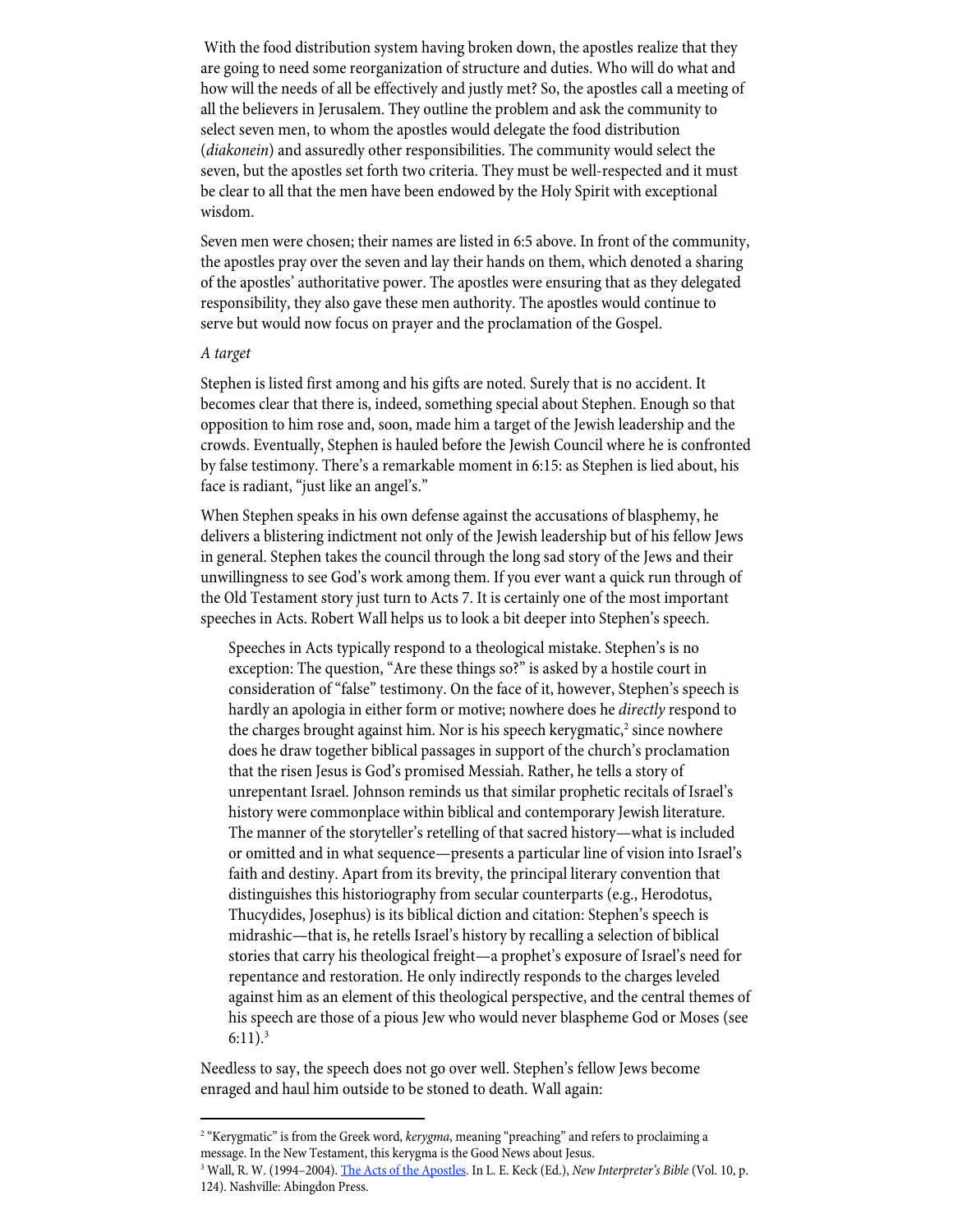With the food distribution system having broken down, the apostles realize that they are going to need some reorganization of structure and duties. Who will do what and how will the needs of all be effectively and justly met? So, the apostles call a meeting of all the believers in Jerusalem. They outline the problem and ask the community to select seven men, to whom the apostles would delegate the food distribution (*diakonein*) and assuredly other responsibilities. The community would select the seven, but the apostles set forth two criteria. They must be well-respected and it must be clear to all that the men have been endowed by the Holy Spirit with exceptional wisdom.

Seven men were chosen; their names are listed in 6:5 above. In front of the community, the apostles pray over the seven and lay their hands on them, which denoted a sharing of the apostles' authoritative power. The apostles were ensuring that as they delegated responsibility, they also gave these men authority. The apostles would continue to serve but would now focus on prayer and the proclamation of the Gospel.

*A target*

Stephen is listed first among and his gifts are noted. Surely that is no accident. It becomes clear that there is, indeed, something special about Stephen. Enough so that opposition to him rose and, soon, made him a target of the Jewish leadership and the crowds. Eventually, Stephen is hauled before the Jewish Council where he is confronted by false testimony. There's a remarkable moment in 6:15: as Stephen is lied about, his face is radiant, "just like an angel's."

When Stephen speaks in his own defense against the accusations of blasphemy, he delivers a blistering indictment not only of the Jewish leadership but of his fellow Jews in general. Stephen takes the council through the long sad story of the Jews and their unwillingness to see God's work among them. If you ever want a quick run through of the Old Testament story just turn to Acts 7. It is certainly one of the most important speeches in Acts. Robert Wall helps us to look a bit deeper into Stephen's speech.

> Speeches in Acts typically respond to a theological mistake. Stephen's is no exception: The question, "Are these things so?" is asked by a hostile court in consideration of "false" testimony. On the face of it, however, Stephen's speech is hardly an apologia in either form or motive; nowhere does he *directly* respond to the charges brought against him. Nor is his speech kerygmatic,[2] since nowhere does he draw together biblical passages in support of the church's proclamation that the risen Jesus is God's promised Messiah. Rather, he tells a story of unrepentant Israel. Johnson reminds us that similar prophetic recitals of Israel's history were commonplace within biblical and contemporary Jewish literature. The manner of the storyteller's retelling of that sacred history—what is included or omitted and in what sequence—presents a particular line of vision into Israel's faith and destiny. Apart from its brevity, the principal literary convention that distinguishes this historiography from secular counterparts (e.g., Herodotus, Thucydides, Josephus) is its biblical diction and citation: Stephen's speech is midrashic—that is, he retells Israel's history by recalling a selection of biblical stories that carry his theological freight—a prophet's exposure of Israel's need for repentance and restoration. He only indirectly responds to the charges leveled against him as an element of this theological perspective, and the central themes of his speech are those of a pious Jew who would never blaspheme God or Moses (see 6:11).[3]

Needless to say, the speech does not go over well. Stephen's fellow Jews become enraged and haul him outside to be stoned to death. Wall again:

---

[2] "Kerygmatic" is from the Greek word, *kerygma*, meaning "preaching" and refers to proclaiming a message. In the New Testament, this kerygma is the Good News about Jesus.

[3] Wall, R. W. (1994–2004). The Acts of the Apostles. In L. E. Keck (Ed.), *New Interpreter's Bible* (Vol. 10, p. 124). Nashville: Abingdon Press.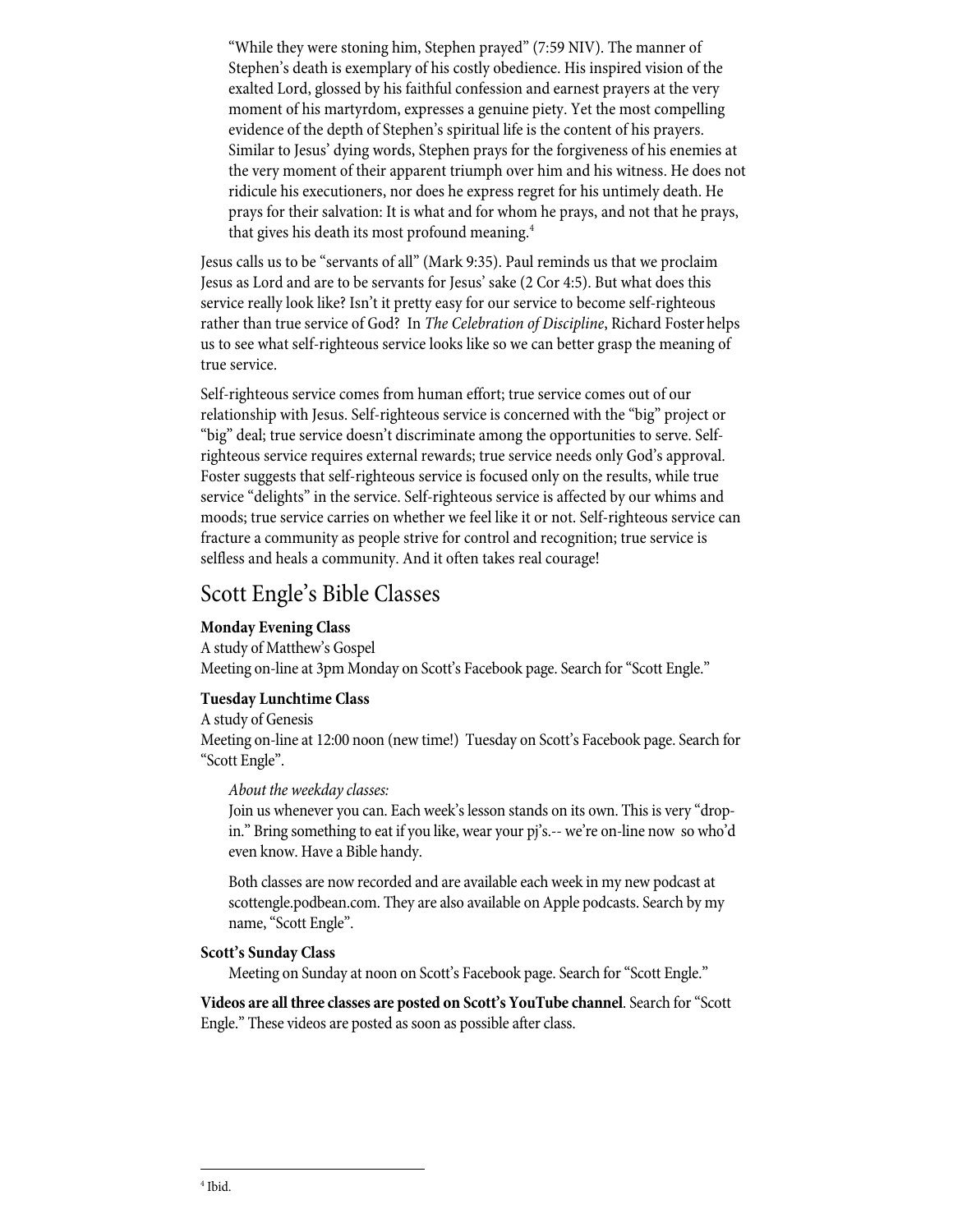> "While they were stoning him, Stephen prayed" (7:59 NIV). The manner of Stephen's death is exemplary of his costly obedience. His inspired vision of the exalted Lord, glossed by his faithful confession and earnest prayers at the very moment of his martyrdom, expresses a genuine piety. Yet the most compelling evidence of the depth of Stephen's spiritual life is the content of his prayers. Similar to Jesus' dying words, Stephen prays for the forgiveness of his enemies at the very moment of their apparent triumph over him and his witness. He does not ridicule his executioners, nor does he express regret for his untimely death. He prays for their salvation: It is what and for whom he prays, and not that he prays, that gives his death its most profound meaning.[4]

Jesus calls us to be "servants of all" (Mark 9:35). Paul reminds us that we proclaim Jesus as Lord and are to be servants for Jesus' sake (2 Cor 4:5). But what does this service really look like? Isn't it pretty easy for our service to become self-righteous rather than true service of God? In *The Celebration of Discipline*, Richard Foster helps us to see what self-righteous service looks like so we can better grasp the meaning of true service.

Self-righteous service comes from human effort; true service comes out of our relationship with Jesus. Self-righteous service is concerned with the "big" project or "big" deal; true service doesn't discriminate among the opportunities to serve. Self-righteous service requires external rewards; true service needs only God's approval. Foster suggests that self-righteous service is focused only on the results, while true service "delights" in the service. Self-righteous service is affected by our whims and moods; true service carries on whether we feel like it or not. Self-righteous service can fracture a community as people strive for control and recognition; true service is selfless and heals a community. And it often takes real courage!

## Scott Engle's Bible Classes

**Monday Evening Class**
A study of Matthew's Gospel
Meeting on-line at 3pm Monday on Scott's Facebook page. Search for "Scott Engle."

**Tuesday Lunchtime Class**
A study of Genesis
Meeting on-line at 12:00 noon (new time!) Tuesday on Scott's Facebook page. Search for "Scott Engle".

> *About the weekday classes:*
> Join us whenever you can. Each week's lesson stands on its own. This is very "drop-in." Bring something to eat if you like, wear your pj's.-- we're on-line now so who'd even know. Have a Bible handy.
>
> Both classes are now recorded and are available each week in my new podcast at scottengle.podbean.com. They are also available on Apple podcasts. Search by my name, "Scott Engle".

**Scott's Sunday Class**
Meeting on Sunday at noon on Scott's Facebook page. Search for "Scott Engle."

**Videos are all three classes are posted on Scott's YouTube channel**. Search for "Scott Engle." These videos are posted as soon as possible after class.

---

[4] Ibid.